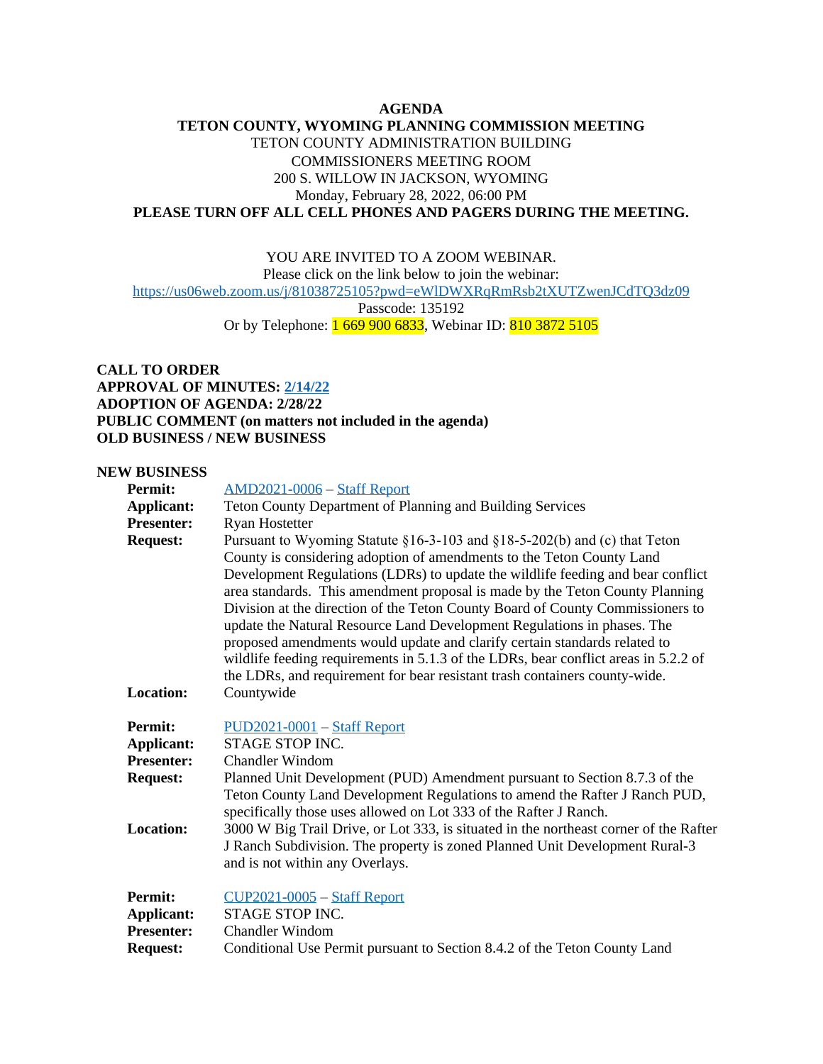**AGENDA**

**TETON COUNTY, WYOMING PLANNING COMMISSION MEETING**

TETON COUNTY ADMINISTRATION BUILDING

COMMISSIONERS MEETING ROOM

200 S. WILLOW IN JACKSON, WYOMING

Monday, February 28, 2022, 06:00 PM

**PLEASE TURN OFF ALL CELL PHONES AND PAGERS DURING THE MEETING.**

YOU ARE INVITED TO A ZOOM WEBINAR.

Please click on the link below to join the webinar:

https://us06web.zoom.us/j/81038725105?pwd=eWlDWXRqRmRsb2tXUTZwenJCdTQ3dz09

Passcode: 135192

Or by Telephone: 1 669 900 6833, Webinar ID: 810 3872 5105

**CALL TO ORDER**

**APPROVAL OF MINUTES: 2/14/22**

**ADOPTION OF AGENDA: 2/28/22**

**PUBLIC COMMENT (on matters not included in the agenda)**

**OLD BUSINESS / NEW BUSINESS**

**NEW BUSINESS**

**Permit:** AMD2021-0006 – Staff Report

**Applicant:** Teton County Department of Planning and Building Services

**Presenter:** Ryan Hostetter

**Request:** Pursuant to Wyoming Statute §16-3-103 and §18-5-202(b) and (c) that Teton County is considering adoption of amendments to the Teton County Land Development Regulations (LDRs) to update the wildlife feeding and bear conflict area standards. This amendment proposal is made by the Teton County Planning Division at the direction of the Teton County Board of County Commissioners to update the Natural Resource Land Development Regulations in phases. The proposed amendments would update and clarify certain standards related to wildlife feeding requirements in 5.1.3 of the LDRs, bear conflict areas in 5.2.2 of the LDRs, and requirement for bear resistant trash containers county-wide.

**Location:** Countywide

**Permit:** PUD2021-0001 – Staff Report

**Applicant:** STAGE STOP INC.

**Presenter:** Chandler Windom

**Request:** Planned Unit Development (PUD) Amendment pursuant to Section 8.7.3 of the Teton County Land Development Regulations to amend the Rafter J Ranch PUD, specifically those uses allowed on Lot 333 of the Rafter J Ranch.

**Location:** 3000 W Big Trail Drive, or Lot 333, is situated in the northeast corner of the Rafter J Ranch Subdivision. The property is zoned Planned Unit Development Rural-3 and is not within any Overlays.

**Permit:** CUP2021-0005 – Staff Report

**Applicant:** STAGE STOP INC.

**Presenter:** Chandler Windom

**Request:** Conditional Use Permit pursuant to Section 8.4.2 of the Teton County Land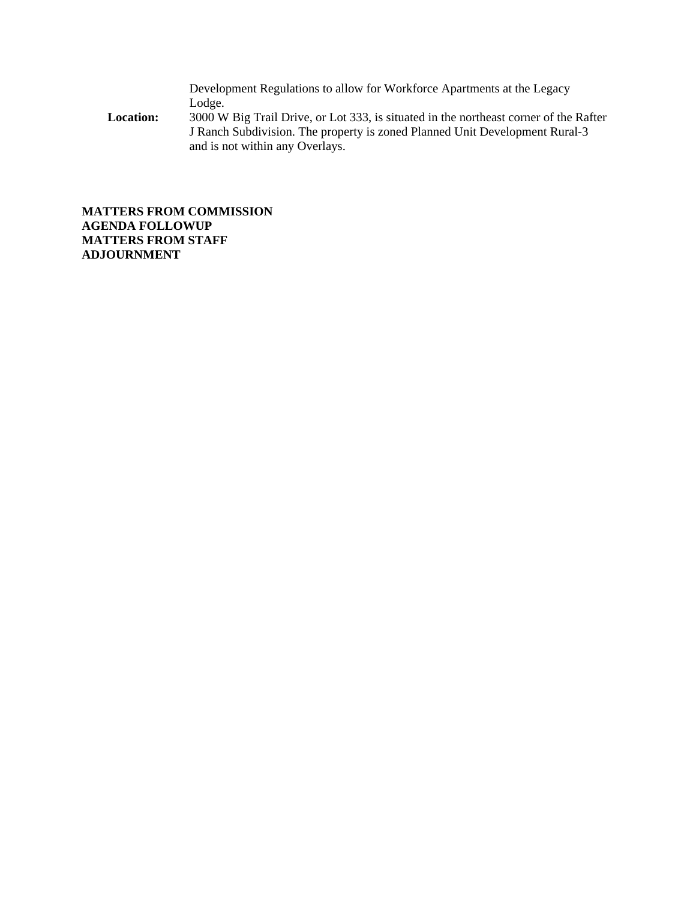Development Regulations to allow for Workforce Apartments at the Legacy Lodge.

**Location:** 3000 W Big Trail Drive, or Lot 333, is situated in the northeast corner of the Rafter J Ranch Subdivision. The property is zoned Planned Unit Development Rural-3 and is not within any Overlays.

**MATTERS FROM COMMISSION**
**AGENDA FOLLOWUP**
**MATTERS FROM STAFF**
**ADJOURNMENT**